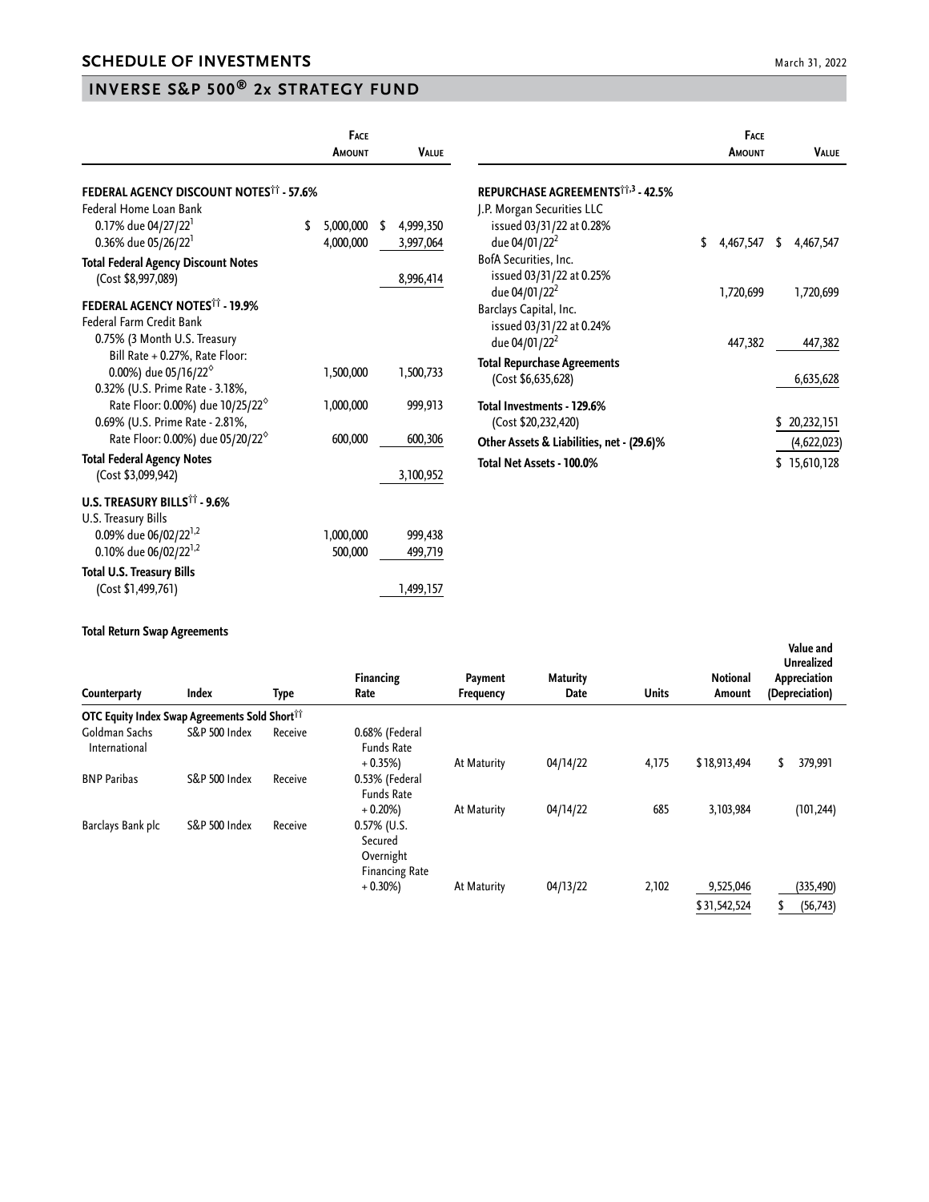## SCHEDULE OF INVESTMENTS

March 31, 2022

## INVERSE S&P 500® 2x STRATEGY FUND

| | Face Amount | Value |
|---|---|---|
| **FEDERAL AGENCY DISCOUNT NOTES†† - 57.6%** | | |
| Federal Home Loan Bank | | |
| 0.17% due 04/27/22[1] | $ 5,000,000 | $ 4,999,350 |
| 0.36% due 05/26/22[1] | 4,000,000 | 3,997,064 |
| **Total Federal Agency Discount Notes** (Cost $8,997,089) | | 8,996,414 |
| **FEDERAL AGENCY NOTES†† - 19.9%** | | |
| Federal Farm Credit Bank | | |
| 0.75% (3 Month U.S. Treasury Bill Rate + 0.27%, Rate Floor: 0.00%) due 05/16/22◊ | 1,500,000 | 1,500,733 |
| 0.32% (U.S. Prime Rate - 3.18%, Rate Floor: 0.00%) due 10/25/22◊ | 1,000,000 | 999,913 |
| 0.69% (U.S. Prime Rate - 2.81%, Rate Floor: 0.00%) due 05/20/22◊ | 600,000 | 600,306 |
| **Total Federal Agency Notes** (Cost $3,099,942) | | 3,100,952 |
| **U.S. TREASURY BILLS†† - 9.6%** | | |
| U.S. Treasury Bills | | |
| 0.09% due 06/02/22[1,2] | 1,000,000 | 999,438 |
| 0.10% due 06/02/22[1,2] | 500,000 | 499,719 |
| **Total U.S. Treasury Bills** (Cost $1,499,761) | | 1,499,157 |
| **REPURCHASE AGREEMENTS††,3 - 42.5%** | | |
| J.P. Morgan Securities LLC issued 03/31/22 at 0.28% due 04/01/22[2] | $ 4,467,547 | $ 4,467,547 |
| BofA Securities, Inc. issued 03/31/22 at 0.25% due 04/01/22[2] | 1,720,699 | 1,720,699 |
| Barclays Capital, Inc. issued 03/31/22 at 0.24% due 04/01/22[2] | 447,382 | 447,382 |
| **Total Repurchase Agreements** (Cost $6,635,628) | | 6,635,628 |
| **Total Investments - 129.6%** (Cost $20,232,420) | | $ 20,232,151 |
| **Other Assets & Liabilities, net - (29.6)%** | | (4,622,023) |
| **Total Net Assets - 100.0%** | | $ 15,610,128 |

**Total Return Swap Agreements**

| Counterparty | Index | Type | Financing Rate | Payment Frequency | Maturity Date | Units | Notional Amount | Value and Unrealized Appreciation (Depreciation) |
|---|---|---|---|---|---|---|---|---|
| **OTC Equity Index Swap Agreements Sold Short††** | | | | | | | | |
| Goldman Sachs International | S&P 500 Index | Receive | 0.68% (Federal Funds Rate + 0.35%) | At Maturity | 04/14/22 | 4,175 | $ 18,913,494 | $ 379,991 |
| BNP Paribas | S&P 500 Index | Receive | 0.53% (Federal Funds Rate + 0.20%) | At Maturity | 04/14/22 | 685 | 3,103,984 | (101,244) |
| Barclays Bank plc | S&P 500 Index | Receive | 0.57% (U.S. Secured Overnight Financing Rate + 0.30%) | At Maturity | 04/13/22 | 2,102 | 9,525,046 | (335,490) |
| | | | | | | | $ 31,542,524 | $ (56,743) |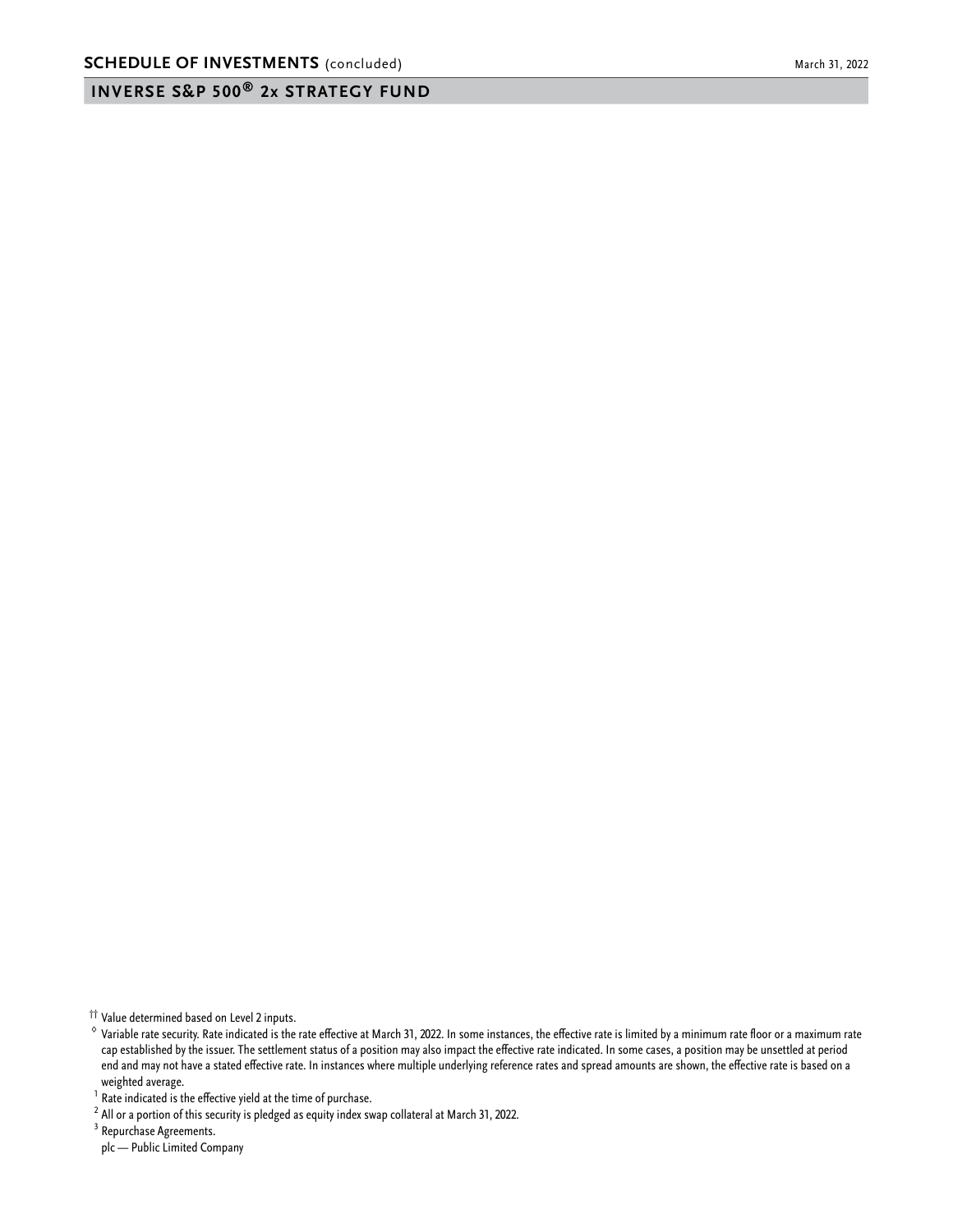## SCHEDULE OF INVESTMENTS (concluded)

## INVERSE S&P 500® 2x STRATEGY FUND

†† Value determined based on Level 2 inputs.

◊ Variable rate security. Rate indicated is the rate effective at March 31, 2022. In some instances, the effective rate is limited by a minimum rate floor or a maximum rate cap established by the issuer. The settlement status of a position may also impact the effective rate indicated. In some cases, a position may be unsettled at period end and may not have a stated effective rate. In instances where multiple underlying reference rates and spread amounts are shown, the effective rate is based on a weighted average.

[1] Rate indicated is the effective yield at the time of purchase.

[2] All or a portion of this security is pledged as equity index swap collateral at March 31, 2022.

[3] Repurchase Agreements.

plc — Public Limited Company